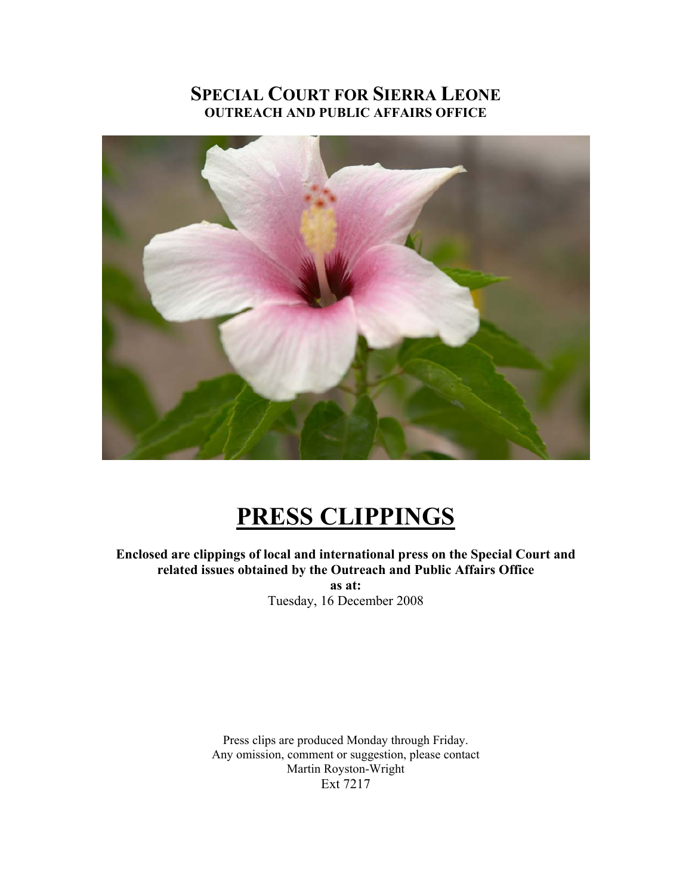# Special Court for Sierra Leone

**OUTREACH AND PUBLIC AFFAIRS OFFICE**

# PRESS CLIPPINGS

**Enclosed are clippings of local and international press on the Special Court and related issues obtained by the Outreach and Public Affairs Office**

**as at:**

Tuesday, 16 December 2008

Press clips are produced Monday through Friday.
Any omission, comment or suggestion, please contact
Martin Royston-Wright
Ext 7217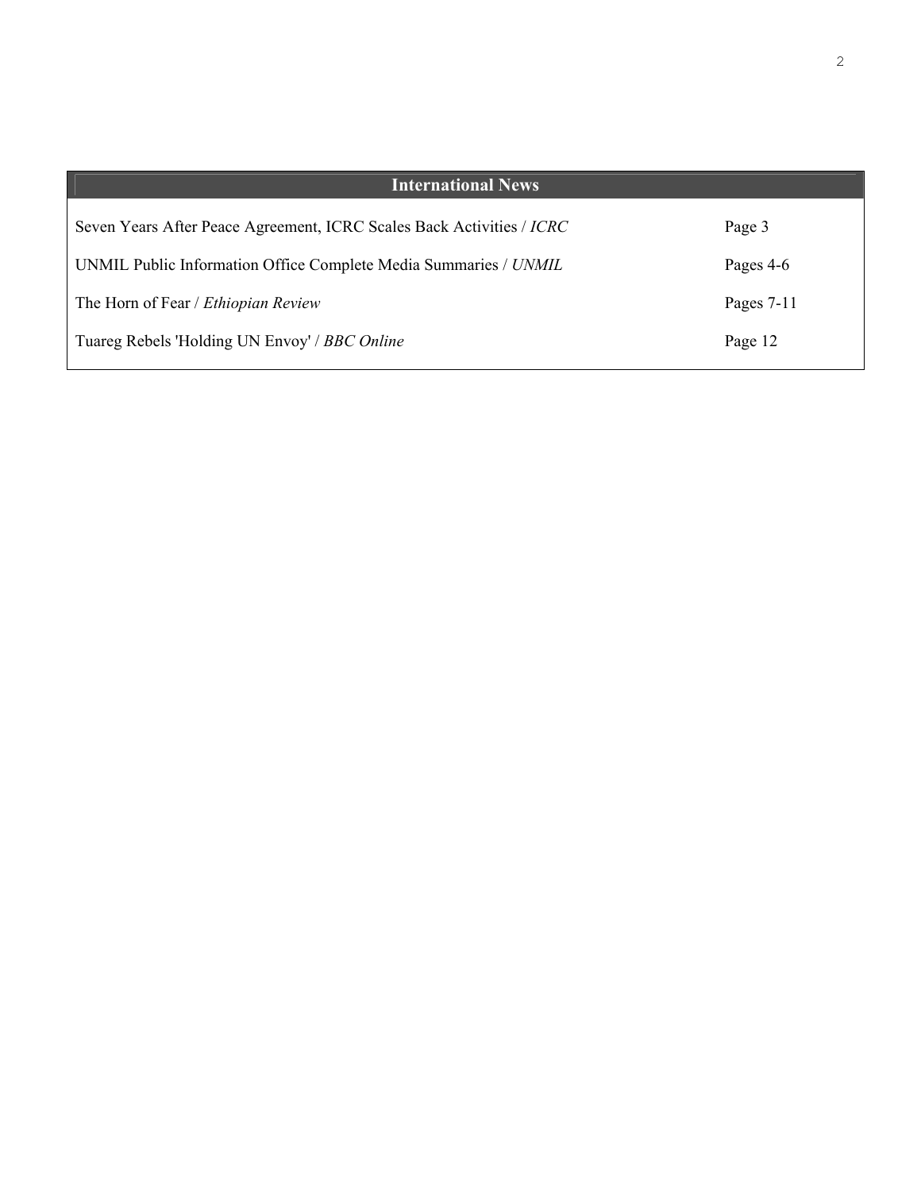## International News

| | |
|---|---|
| Seven Years After Peace Agreement, ICRC Scales Back Activities / *ICRC* | Page 3 |
| UNMIL Public Information Office Complete Media Summaries / *UNMIL* | Pages 4-6 |
| The Horn of Fear / *Ethiopian Review* | Pages 7-11 |
| Tuareg Rebels 'Holding UN Envoy' / *BBC Online* | Page 12 |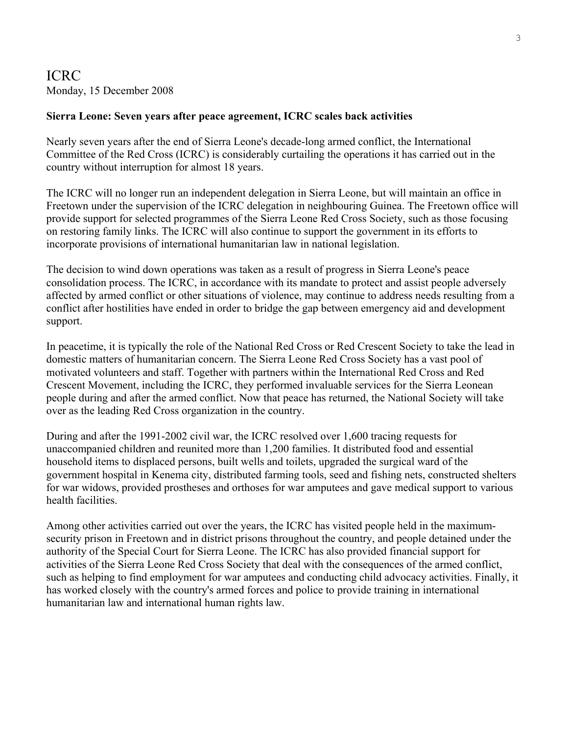# ICRC

Monday, 15 December 2008

**Sierra Leone: Seven years after peace agreement, ICRC scales back activities**

Nearly seven years after the end of Sierra Leone's decade-long armed conflict, the International Committee of the Red Cross (ICRC) is considerably curtailing the operations it has carried out in the country without interruption for almost 18 years.

The ICRC will no longer run an independent delegation in Sierra Leone, but will maintain an office in Freetown under the supervision of the ICRC delegation in neighbouring Guinea. The Freetown office will provide support for selected programmes of the Sierra Leone Red Cross Society, such as those focusing on restoring family links. The ICRC will also continue to support the government in its efforts to incorporate provisions of international humanitarian law in national legislation.

The decision to wind down operations was taken as a result of progress in Sierra Leone's peace consolidation process. The ICRC, in accordance with its mandate to protect and assist people adversely affected by armed conflict or other situations of violence, may continue to address needs resulting from a conflict after hostilities have ended in order to bridge the gap between emergency aid and development support.

In peacetime, it is typically the role of the National Red Cross or Red Crescent Society to take the lead in domestic matters of humanitarian concern. The Sierra Leone Red Cross Society has a vast pool of motivated volunteers and staff. Together with partners within the International Red Cross and Red Crescent Movement, including the ICRC, they performed invaluable services for the Sierra Leonean people during and after the armed conflict. Now that peace has returned, the National Society will take over as the leading Red Cross organization in the country.

During and after the 1991-2002 civil war, the ICRC resolved over 1,600 tracing requests for unaccompanied children and reunited more than 1,200 families. It distributed food and essential household items to displaced persons, built wells and toilets, upgraded the surgical ward of the government hospital in Kenema city, distributed farming tools, seed and fishing nets, constructed shelters for war widows, provided prostheses and orthoses for war amputees and gave medical support to various health facilities.

Among other activities carried out over the years, the ICRC has visited people held in the maximum-security prison in Freetown and in district prisons throughout the country, and people detained under the authority of the Special Court for Sierra Leone. The ICRC has also provided financial support for activities of the Sierra Leone Red Cross Society that deal with the consequences of the armed conflict, such as helping to find employment for war amputees and conducting child advocacy activities. Finally, it has worked closely with the country's armed forces and police to provide training in international humanitarian law and international human rights law.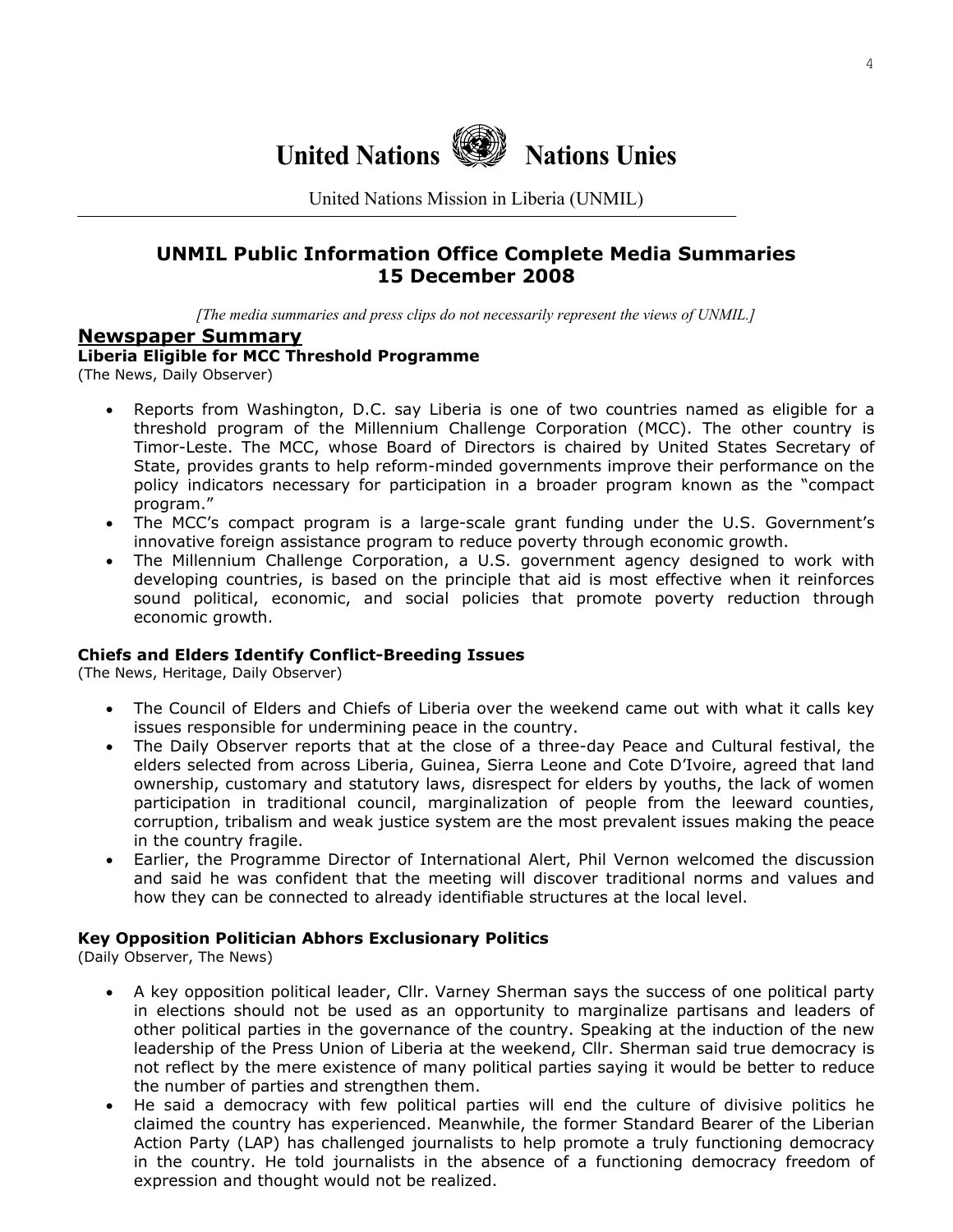# United Nations Nations Unies

United Nations Mission in Liberia (UNMIL)

## UNMIL Public Information Office Complete Media Summaries
## 15 December 2008

*[The media summaries and press clips do not necessarily represent the views of UNMIL.]*

## Newspaper Summary

### Liberia Eligible for MCC Threshold Programme

(The News, Daily Observer)

- Reports from Washington, D.C. say Liberia is one of two countries named as eligible for a threshold program of the Millennium Challenge Corporation (MCC). The other country is Timor-Leste. The MCC, whose Board of Directors is chaired by United States Secretary of State, provides grants to help reform-minded governments improve their performance on the policy indicators necessary for participation in a broader program known as the "compact program."
- The MCC's compact program is a large-scale grant funding under the U.S. Government's innovative foreign assistance program to reduce poverty through economic growth.
- The Millennium Challenge Corporation, a U.S. government agency designed to work with developing countries, is based on the principle that aid is most effective when it reinforces sound political, economic, and social policies that promote poverty reduction through economic growth.

### Chiefs and Elders Identify Conflict-Breeding Issues

(The News, Heritage, Daily Observer)

- The Council of Elders and Chiefs of Liberia over the weekend came out with what it calls key issues responsible for undermining peace in the country.
- The Daily Observer reports that at the close of a three-day Peace and Cultural festival, the elders selected from across Liberia, Guinea, Sierra Leone and Cote D'Ivoire, agreed that land ownership, customary and statutory laws, disrespect for elders by youths, the lack of women participation in traditional council, marginalization of people from the leeward counties, corruption, tribalism and weak justice system are the most prevalent issues making the peace in the country fragile.
- Earlier, the Programme Director of International Alert, Phil Vernon welcomed the discussion and said he was confident that the meeting will discover traditional norms and values and how they can be connected to already identifiable structures at the local level.

### Key Opposition Politician Abhors Exclusionary Politics

(Daily Observer, The News)

- A key opposition political leader, Cllr. Varney Sherman says the success of one political party in elections should not be used as an opportunity to marginalize partisans and leaders of other political parties in the governance of the country. Speaking at the induction of the new leadership of the Press Union of Liberia at the weekend, Cllr. Sherman said true democracy is not reflect by the mere existence of many political parties saying it would be better to reduce the number of parties and strengthen them.
- He said a democracy with few political parties will end the culture of divisive politics he claimed the country has experienced. Meanwhile, the former Standard Bearer of the Liberian Action Party (LAP) has challenged journalists to help promote a truly functioning democracy in the country. He told journalists in the absence of a functioning democracy freedom of expression and thought would not be realized.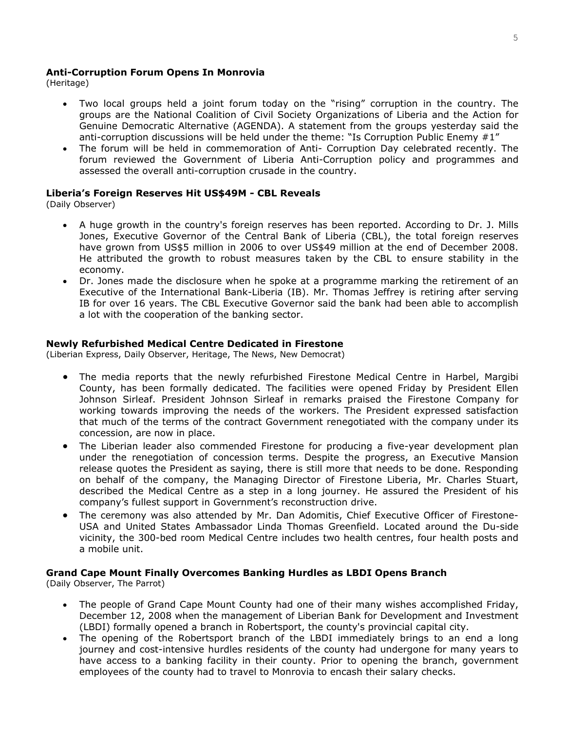**Anti-Corruption Forum Opens In Monrovia**
(Heritage)

- Two local groups held a joint forum today on the "rising" corruption in the country. The groups are the National Coalition of Civil Society Organizations of Liberia and the Action for Genuine Democratic Alternative (AGENDA). A statement from the groups yesterday said the anti-corruption discussions will be held under the theme: "Is Corruption Public Enemy #1"
- The forum will be held in commemoration of Anti- Corruption Day celebrated recently. The forum reviewed the Government of Liberia Anti-Corruption policy and programmes and assessed the overall anti-corruption crusade in the country.

**Liberia's Foreign Reserves Hit US$49M - CBL Reveals**
(Daily Observer)

- A huge growth in the country's foreign reserves has been reported. According to Dr. J. Mills Jones, Executive Governor of the Central Bank of Liberia (CBL), the total foreign reserves have grown from US$5 million in 2006 to over US$49 million at the end of December 2008. He attributed the growth to robust measures taken by the CBL to ensure stability in the economy.
- Dr. Jones made the disclosure when he spoke at a programme marking the retirement of an Executive of the International Bank-Liberia (IB). Mr. Thomas Jeffrey is retiring after serving IB for over 16 years. The CBL Executive Governor said the bank had been able to accomplish a lot with the cooperation of the banking sector.

**Newly Refurbished Medical Centre Dedicated in Firestone**
(Liberian Express, Daily Observer, Heritage, The News, New Democrat)

- The media reports that the newly refurbished Firestone Medical Centre in Harbel, Margibi County, has been formally dedicated. The facilities were opened Friday by President Ellen Johnson Sirleaf. President Johnson Sirleaf in remarks praised the Firestone Company for working towards improving the needs of the workers. The President expressed satisfaction that much of the terms of the contract Government renegotiated with the company under its concession, are now in place.
- The Liberian leader also commended Firestone for producing a five-year development plan under the renegotiation of concession terms. Despite the progress, an Executive Mansion release quotes the President as saying, there is still more that needs to be done. Responding on behalf of the company, the Managing Director of Firestone Liberia, Mr. Charles Stuart, described the Medical Centre as a step in a long journey. He assured the President of his company's fullest support in Government's reconstruction drive.
- The ceremony was also attended by Mr. Dan Adomitis, Chief Executive Officer of Firestone-USA and United States Ambassador Linda Thomas Greenfield. Located around the Du-side vicinity, the 300-bed room Medical Centre includes two health centres, four health posts and a mobile unit.

**Grand Cape Mount Finally Overcomes Banking Hurdles as LBDI Opens Branch**
(Daily Observer, The Parrot)

- The people of Grand Cape Mount County had one of their many wishes accomplished Friday, December 12, 2008 when the management of Liberian Bank for Development and Investment (LBDI) formally opened a branch in Robertsport, the county's provincial capital city.
- The opening of the Robertsport branch of the LBDI immediately brings to an end a long journey and cost-intensive hurdles residents of the county had undergone for many years to have access to a banking facility in their county. Prior to opening the branch, government employees of the county had to travel to Monrovia to encash their salary checks.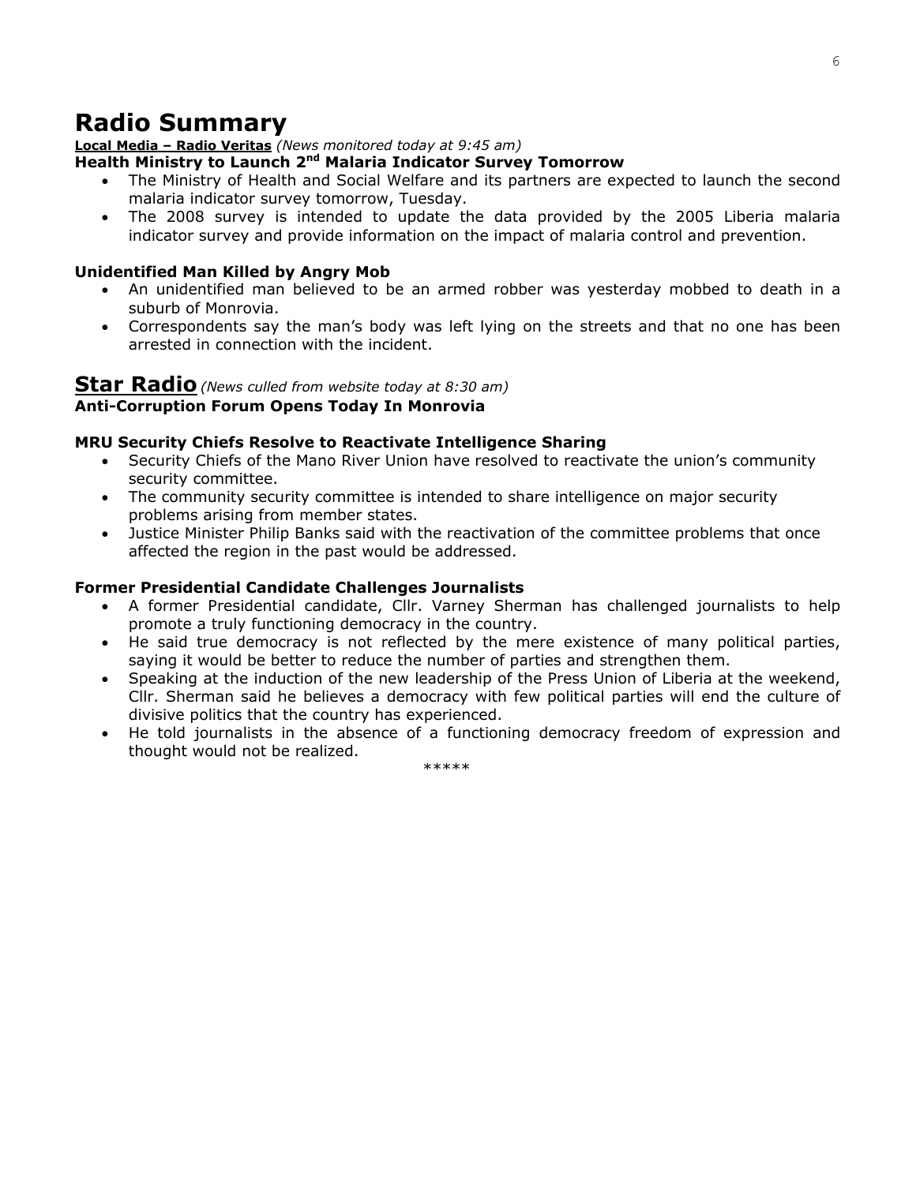# Radio Summary

**Local Media – Radio Veritas** *(News monitored today at 9:45 am)*

**Health Ministry to Launch 2nd Malaria Indicator Survey Tomorrow**

- The Ministry of Health and Social Welfare and its partners are expected to launch the second malaria indicator survey tomorrow, Tuesday.
- The 2008 survey is intended to update the data provided by the 2005 Liberia malaria indicator survey and provide information on the impact of malaria control and prevention.

**Unidentified Man Killed by Angry Mob**

- An unidentified man believed to be an armed robber was yesterday mobbed to death in a suburb of Monrovia.
- Correspondents say the man's body was left lying on the streets and that no one has been arrested in connection with the incident.

## Star Radio *(News culled from website today at 8:30 am)*

**Anti-Corruption Forum Opens Today In Monrovia**

**MRU Security Chiefs Resolve to Reactivate Intelligence Sharing**

- Security Chiefs of the Mano River Union have resolved to reactivate the union's community security committee.
- The community security committee is intended to share intelligence on major security problems arising from member states.
- Justice Minister Philip Banks said with the reactivation of the committee problems that once affected the region in the past would be addressed.

**Former Presidential Candidate Challenges Journalists**

- A former Presidential candidate, Cllr. Varney Sherman has challenged journalists to help promote a truly functioning democracy in the country.
- He said true democracy is not reflected by the mere existence of many political parties, saying it would be better to reduce the number of parties and strengthen them.
- Speaking at the induction of the new leadership of the Press Union of Liberia at the weekend, Cllr. Sherman said he believes a democracy with few political parties will end the culture of divisive politics that the country has experienced.
- He told journalists in the absence of a functioning democracy freedom of expression and thought would not be realized.

*****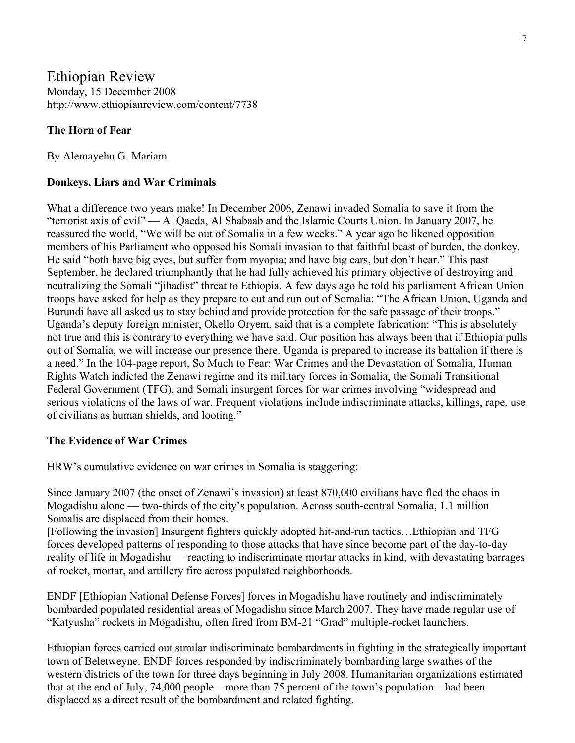# Ethiopian Review

Monday, 15 December 2008
http://www.ethiopianreview.com/content/7738

**The Horn of Fear**

By Alemayehu G. Mariam

**Donkeys, Liars and War Criminals**

What a difference two years make! In December 2006, Zenawi invaded Somalia to save it from the "terrorist axis of evil" — Al Qaeda, Al Shabaab and the Islamic Courts Union. In January 2007, he reassured the world, "We will be out of Somalia in a few weeks." A year ago he likened opposition members of his Parliament who opposed his Somali invasion to that faithful beast of burden, the donkey. He said "both have big eyes, but suffer from myopia; and have big ears, but don't hear." This past September, he declared triumphantly that he had fully achieved his primary objective of destroying and neutralizing the Somali "jihadist" threat to Ethiopia. A few days ago he told his parliament African Union troops have asked for help as they prepare to cut and run out of Somalia: "The African Union, Uganda and Burundi have all asked us to stay behind and provide protection for the safe passage of their troops." Uganda's deputy foreign minister, Okello Oryem, said that is a complete fabrication: "This is absolutely not true and this is contrary to everything we have said. Our position has always been that if Ethiopia pulls out of Somalia, we will increase our presence there. Uganda is prepared to increase its battalion if there is a need." In the 104-page report, So Much to Fear: War Crimes and the Devastation of Somalia, Human Rights Watch indicted the Zenawi regime and its military forces in Somalia, the Somali Transitional Federal Government (TFG), and Somali insurgent forces for war crimes involving "widespread and serious violations of the laws of war. Frequent violations include indiscriminate attacks, killings, rape, use of civilians as human shields, and looting."

**The Evidence of War Crimes**

HRW's cumulative evidence on war crimes in Somalia is staggering:

Since January 2007 (the onset of Zenawi's invasion) at least 870,000 civilians have fled the chaos in Mogadishu alone — two-thirds of the city's population. Across south-central Somalia, 1.1 million Somalis are displaced from their homes.
[Following the invasion] Insurgent fighters quickly adopted hit-and-run tactics…Ethiopian and TFG forces developed patterns of responding to those attacks that have since become part of the day-to-day reality of life in Mogadishu — reacting to indiscriminate mortar attacks in kind, with devastating barrages of rocket, mortar, and artillery fire across populated neighborhoods.

ENDF [Ethiopian National Defense Forces] forces in Mogadishu have routinely and indiscriminately bombarded populated residential areas of Mogadishu since March 2007. They have made regular use of "Katyusha" rockets in Mogadishu, often fired from BM-21 "Grad" multiple-rocket launchers.

Ethiopian forces carried out similar indiscriminate bombardments in fighting in the strategically important town of Beletweyne. ENDF forces responded by indiscriminately bombarding large swathes of the western districts of the town for three days beginning in July 2008. Humanitarian organizations estimated that at the end of July, 74,000 people—more than 75 percent of the town's population—had been displaced as a direct result of the bombardment and related fighting.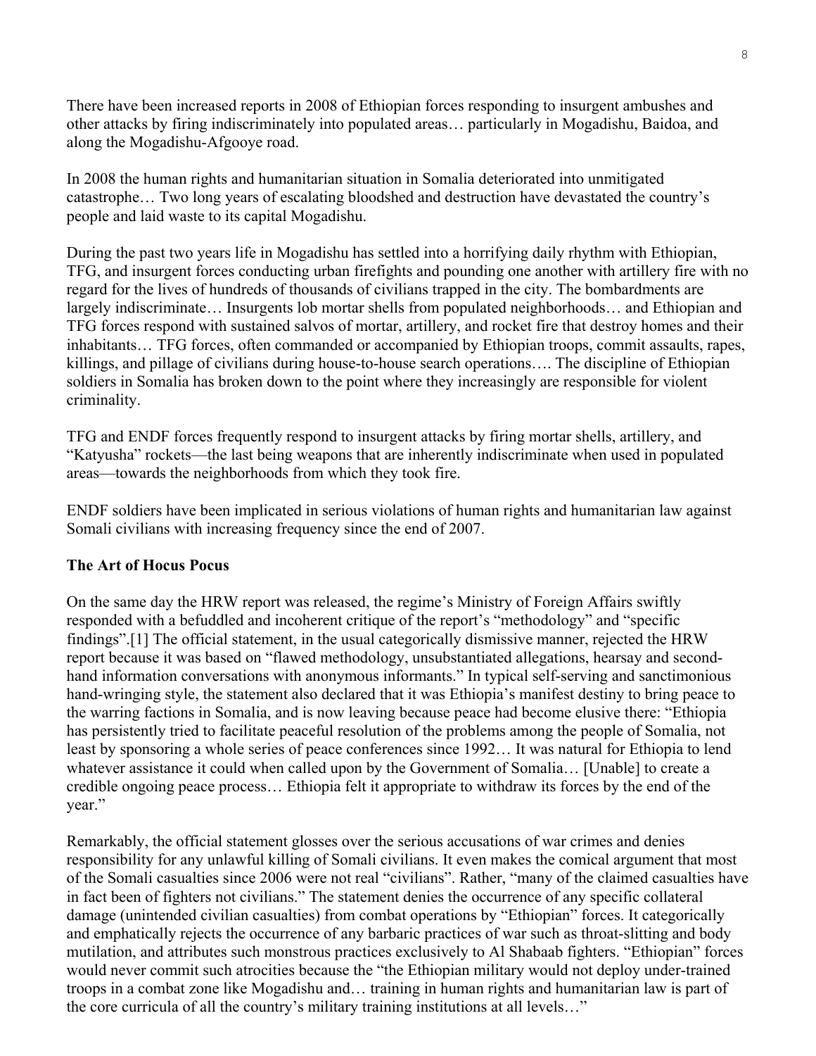There have been increased reports in 2008 of Ethiopian forces responding to insurgent ambushes and other attacks by firing indiscriminately into populated areas… particularly in Mogadishu, Baidoa, and along the Mogadishu-Afgooye road.

In 2008 the human rights and humanitarian situation in Somalia deteriorated into unmitigated catastrophe… Two long years of escalating bloodshed and destruction have devastated the country's people and laid waste to its capital Mogadishu.

During the past two years life in Mogadishu has settled into a horrifying daily rhythm with Ethiopian, TFG, and insurgent forces conducting urban firefights and pounding one another with artillery fire with no regard for the lives of hundreds of thousands of civilians trapped in the city. The bombardments are largely indiscriminate… Insurgents lob mortar shells from populated neighborhoods… and Ethiopian and TFG forces respond with sustained salvos of mortar, artillery, and rocket fire that destroy homes and their inhabitants… TFG forces, often commanded or accompanied by Ethiopian troops, commit assaults, rapes, killings, and pillage of civilians during house-to-house search operations…. The discipline of Ethiopian soldiers in Somalia has broken down to the point where they increasingly are responsible for violent criminality.

TFG and ENDF forces frequently respond to insurgent attacks by firing mortar shells, artillery, and "Katyusha" rockets—the last being weapons that are inherently indiscriminate when used in populated areas—towards the neighborhoods from which they took fire.

ENDF soldiers have been implicated in serious violations of human rights and humanitarian law against Somali civilians with increasing frequency since the end of 2007.

**The Art of Hocus Pocus**

On the same day the HRW report was released, the regime's Ministry of Foreign Affairs swiftly responded with a befuddled and incoherent critique of the report's "methodology" and "specific findings".[1] The official statement, in the usual categorically dismissive manner, rejected the HRW report because it was based on "flawed methodology, unsubstantiated allegations, hearsay and second-hand information conversations with anonymous informants." In typical self-serving and sanctimonious hand-wringing style, the statement also declared that it was Ethiopia's manifest destiny to bring peace to the warring factions in Somalia, and is now leaving because peace had become elusive there: "Ethiopia has persistently tried to facilitate peaceful resolution of the problems among the people of Somalia, not least by sponsoring a whole series of peace conferences since 1992… It was natural for Ethiopia to lend whatever assistance it could when called upon by the Government of Somalia… [Unable] to create a credible ongoing peace process… Ethiopia felt it appropriate to withdraw its forces by the end of the year."

Remarkably, the official statement glosses over the serious accusations of war crimes and denies responsibility for any unlawful killing of Somali civilians. It even makes the comical argument that most of the Somali casualties since 2006 were not real "civilians". Rather, "many of the claimed casualties have in fact been of fighters not civilians." The statement denies the occurrence of any specific collateral damage (unintended civilian casualties) from combat operations by "Ethiopian" forces. It categorically and emphatically rejects the occurrence of any barbaric practices of war such as throat-slitting and body mutilation, and attributes such monstrous practices exclusively to Al Shabaab fighters. "Ethiopian" forces would never commit such atrocities because the "the Ethiopian military would not deploy under-trained troops in a combat zone like Mogadishu and… training in human rights and humanitarian law is part of the core curricula of all the country's military training institutions at all levels…"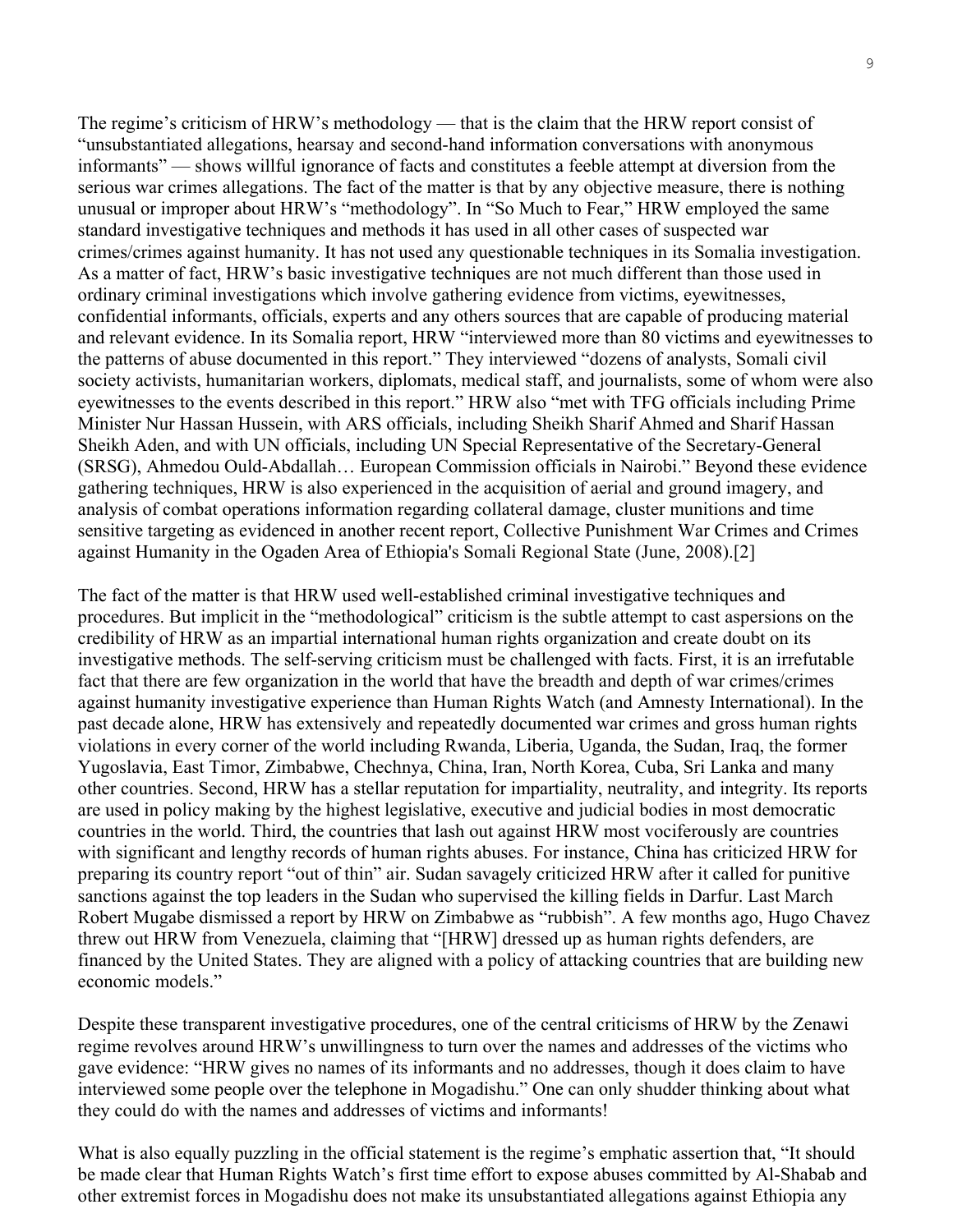The regime's criticism of HRW's methodology — that is the claim that the HRW report consist of "unsubstantiated allegations, hearsay and second-hand information conversations with anonymous informants" — shows willful ignorance of facts and constitutes a feeble attempt at diversion from the serious war crimes allegations. The fact of the matter is that by any objective measure, there is nothing unusual or improper about HRW's "methodology". In "So Much to Fear," HRW employed the same standard investigative techniques and methods it has used in all other cases of suspected war crimes/crimes against humanity. It has not used any questionable techniques in its Somalia investigation. As a matter of fact, HRW's basic investigative techniques are not much different than those used in ordinary criminal investigations which involve gathering evidence from victims, eyewitnesses, confidential informants, officials, experts and any others sources that are capable of producing material and relevant evidence. In its Somalia report, HRW "interviewed more than 80 victims and eyewitnesses to the patterns of abuse documented in this report." They interviewed "dozens of analysts, Somali civil society activists, humanitarian workers, diplomats, medical staff, and journalists, some of whom were also eyewitnesses to the events described in this report." HRW also "met with TFG officials including Prime Minister Nur Hassan Hussein, with ARS officials, including Sheikh Sharif Ahmed and Sharif Hassan Sheikh Aden, and with UN officials, including UN Special Representative of the Secretary-General (SRSG), Ahmedou Ould-Abdallah… European Commission officials in Nairobi." Beyond these evidence gathering techniques, HRW is also experienced in the acquisition of aerial and ground imagery, and analysis of combat operations information regarding collateral damage, cluster munitions and time sensitive targeting as evidenced in another recent report, Collective Punishment War Crimes and Crimes against Humanity in the Ogaden Area of Ethiopia's Somali Regional State (June, 2008).[2]

The fact of the matter is that HRW used well-established criminal investigative techniques and procedures. But implicit in the "methodological" criticism is the subtle attempt to cast aspersions on the credibility of HRW as an impartial international human rights organization and create doubt on its investigative methods. The self-serving criticism must be challenged with facts. First, it is an irrefutable fact that there are few organization in the world that have the breadth and depth of war crimes/crimes against humanity investigative experience than Human Rights Watch (and Amnesty International). In the past decade alone, HRW has extensively and repeatedly documented war crimes and gross human rights violations in every corner of the world including Rwanda, Liberia, Uganda, the Sudan, Iraq, the former Yugoslavia, East Timor, Zimbabwe, Chechnya, China, Iran, North Korea, Cuba, Sri Lanka and many other countries. Second, HRW has a stellar reputation for impartiality, neutrality, and integrity. Its reports are used in policy making by the highest legislative, executive and judicial bodies in most democratic countries in the world. Third, the countries that lash out against HRW most vociferously are countries with significant and lengthy records of human rights abuses. For instance, China has criticized HRW for preparing its country report "out of thin" air. Sudan savagely criticized HRW after it called for punitive sanctions against the top leaders in the Sudan who supervised the killing fields in Darfur. Last March Robert Mugabe dismissed a report by HRW on Zimbabwe as "rubbish". A few months ago, Hugo Chavez threw out HRW from Venezuela, claiming that "[HRW] dressed up as human rights defenders, are financed by the United States. They are aligned with a policy of attacking countries that are building new economic models."

Despite these transparent investigative procedures, one of the central criticisms of HRW by the Zenawi regime revolves around HRW's unwillingness to turn over the names and addresses of the victims who gave evidence: "HRW gives no names of its informants and no addresses, though it does claim to have interviewed some people over the telephone in Mogadishu." One can only shudder thinking about what they could do with the names and addresses of victims and informants!

What is also equally puzzling in the official statement is the regime's emphatic assertion that, "It should be made clear that Human Rights Watch's first time effort to expose abuses committed by Al-Shabab and other extremist forces in Mogadishu does not make its unsubstantiated allegations against Ethiopia any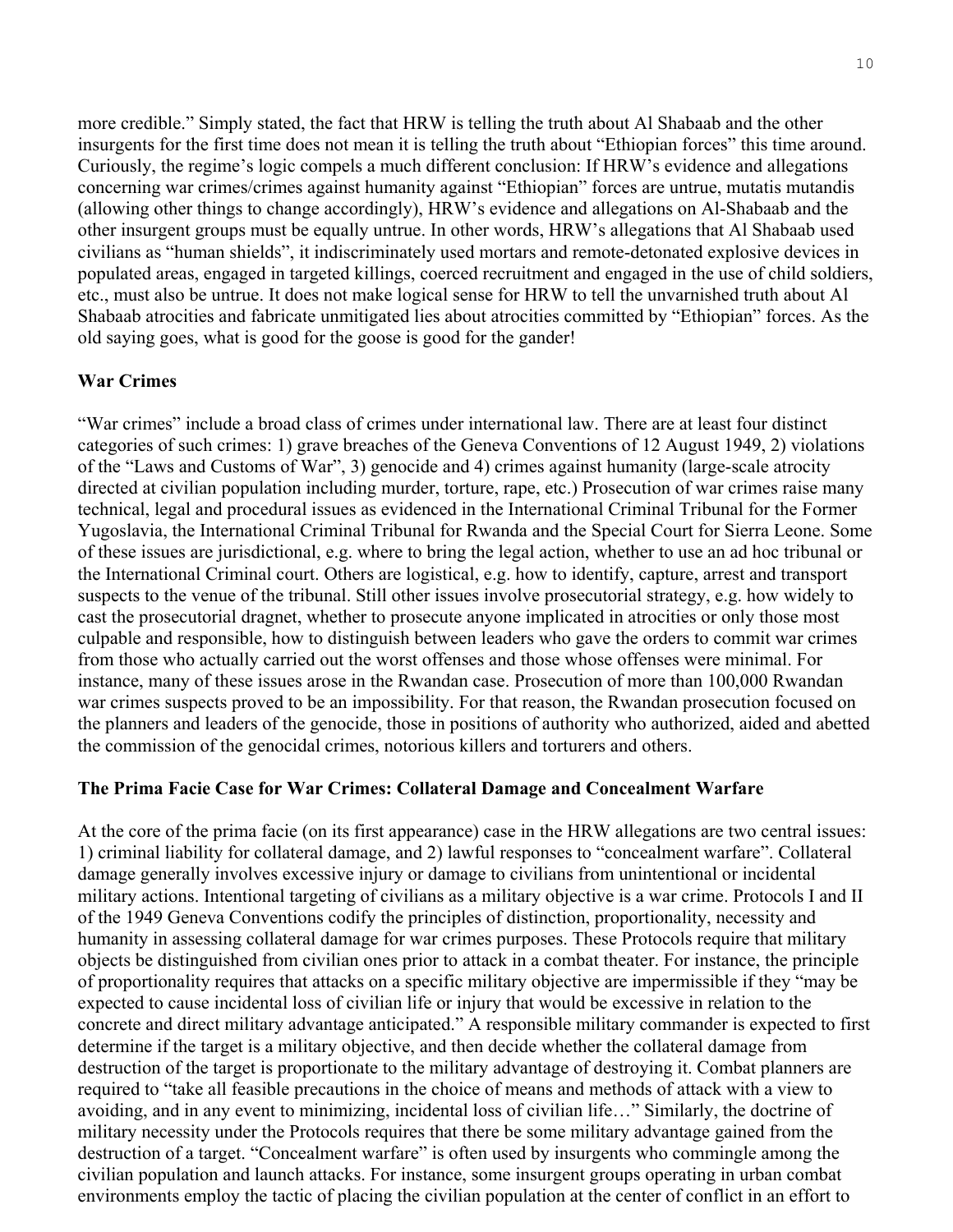more credible." Simply stated, the fact that HRW is telling the truth about Al Shabaab and the other insurgents for the first time does not mean it is telling the truth about "Ethiopian forces" this time around. Curiously, the regime's logic compels a much different conclusion: If HRW's evidence and allegations concerning war crimes/crimes against humanity against "Ethiopian" forces are untrue, mutatis mutandis (allowing other things to change accordingly), HRW's evidence and allegations on Al-Shabaab and the other insurgent groups must be equally untrue. In other words, HRW's allegations that Al Shabaab used civilians as "human shields", it indiscriminately used mortars and remote-detonated explosive devices in populated areas, engaged in targeted killings, coerced recruitment and engaged in the use of child soldiers, etc., must also be untrue. It does not make logical sense for HRW to tell the unvarnished truth about Al Shabaab atrocities and fabricate unmitigated lies about atrocities committed by "Ethiopian" forces. As the old saying goes, what is good for the goose is good for the gander!

**War Crimes**

"War crimes" include a broad class of crimes under international law. There are at least four distinct categories of such crimes: 1) grave breaches of the Geneva Conventions of 12 August 1949, 2) violations of the "Laws and Customs of War", 3) genocide and 4) crimes against humanity (large-scale atrocity directed at civilian population including murder, torture, rape, etc.) Prosecution of war crimes raise many technical, legal and procedural issues as evidenced in the International Criminal Tribunal for the Former Yugoslavia, the International Criminal Tribunal for Rwanda and the Special Court for Sierra Leone. Some of these issues are jurisdictional, e.g. where to bring the legal action, whether to use an ad hoc tribunal or the International Criminal court. Others are logistical, e.g. how to identify, capture, arrest and transport suspects to the venue of the tribunal. Still other issues involve prosecutorial strategy, e.g. how widely to cast the prosecutorial dragnet, whether to prosecute anyone implicated in atrocities or only those most culpable and responsible, how to distinguish between leaders who gave the orders to commit war crimes from those who actually carried out the worst offenses and those whose offenses were minimal. For instance, many of these issues arose in the Rwandan case. Prosecution of more than 100,000 Rwandan war crimes suspects proved to be an impossibility. For that reason, the Rwandan prosecution focused on the planners and leaders of the genocide, those in positions of authority who authorized, aided and abetted the commission of the genocidal crimes, notorious killers and torturers and others.

**The Prima Facie Case for War Crimes: Collateral Damage and Concealment Warfare**

At the core of the prima facie (on its first appearance) case in the HRW allegations are two central issues: 1) criminal liability for collateral damage, and 2) lawful responses to "concealment warfare". Collateral damage generally involves excessive injury or damage to civilians from unintentional or incidental military actions. Intentional targeting of civilians as a military objective is a war crime. Protocols I and II of the 1949 Geneva Conventions codify the principles of distinction, proportionality, necessity and humanity in assessing collateral damage for war crimes purposes. These Protocols require that military objects be distinguished from civilian ones prior to attack in a combat theater. For instance, the principle of proportionality requires that attacks on a specific military objective are impermissible if they "may be expected to cause incidental loss of civilian life or injury that would be excessive in relation to the concrete and direct military advantage anticipated." A responsible military commander is expected to first determine if the target is a military objective, and then decide whether the collateral damage from destruction of the target is proportionate to the military advantage of destroying it. Combat planners are required to "take all feasible precautions in the choice of means and methods of attack with a view to avoiding, and in any event to minimizing, incidental loss of civilian life…" Similarly, the doctrine of military necessity under the Protocols requires that there be some military advantage gained from the destruction of a target. "Concealment warfare" is often used by insurgents who commingle among the civilian population and launch attacks. For instance, some insurgent groups operating in urban combat environments employ the tactic of placing the civilian population at the center of conflict in an effort to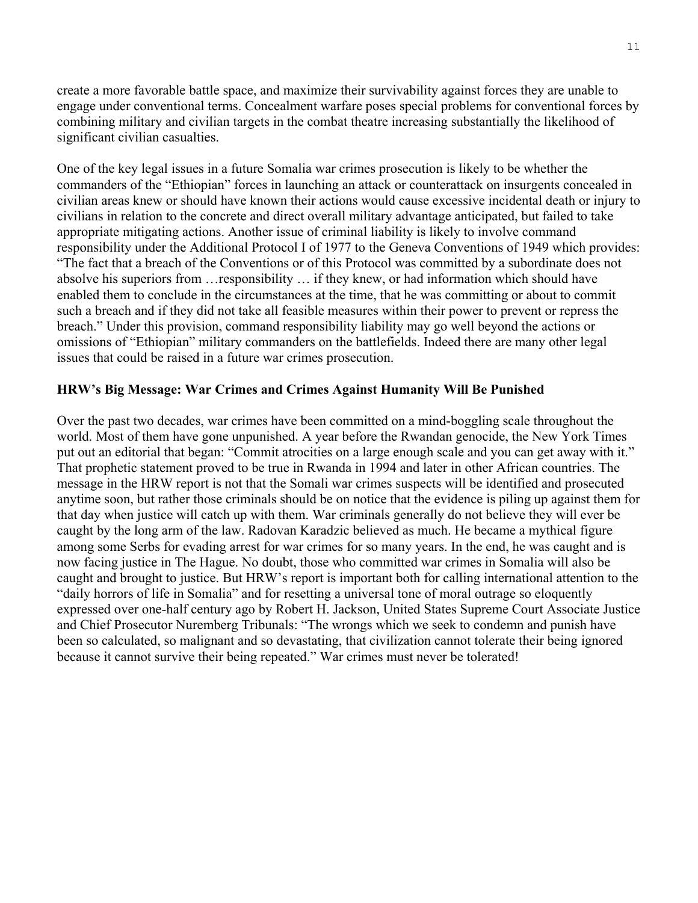create a more favorable battle space, and maximize their survivability against forces they are unable to engage under conventional terms. Concealment warfare poses special problems for conventional forces by combining military and civilian targets in the combat theatre increasing substantially the likelihood of significant civilian casualties.

One of the key legal issues in a future Somalia war crimes prosecution is likely to be whether the commanders of the "Ethiopian" forces in launching an attack or counterattack on insurgents concealed in civilian areas knew or should have known their actions would cause excessive incidental death or injury to civilians in relation to the concrete and direct overall military advantage anticipated, but failed to take appropriate mitigating actions. Another issue of criminal liability is likely to involve command responsibility under the Additional Protocol I of 1977 to the Geneva Conventions of 1949 which provides: "The fact that a breach of the Conventions or of this Protocol was committed by a subordinate does not absolve his superiors from …responsibility … if they knew, or had information which should have enabled them to conclude in the circumstances at the time, that he was committing or about to commit such a breach and if they did not take all feasible measures within their power to prevent or repress the breach." Under this provision, command responsibility liability may go well beyond the actions or omissions of "Ethiopian" military commanders on the battlefields. Indeed there are many other legal issues that could be raised in a future war crimes prosecution.

**HRW's Big Message: War Crimes and Crimes Against Humanity Will Be Punished**

Over the past two decades, war crimes have been committed on a mind-boggling scale throughout the world. Most of them have gone unpunished. A year before the Rwandan genocide, the New York Times put out an editorial that began: "Commit atrocities on a large enough scale and you can get away with it." That prophetic statement proved to be true in Rwanda in 1994 and later in other African countries. The message in the HRW report is not that the Somali war crimes suspects will be identified and prosecuted anytime soon, but rather those criminals should be on notice that the evidence is piling up against them for that day when justice will catch up with them. War criminals generally do not believe they will ever be caught by the long arm of the law. Radovan Karadzic believed as much. He became a mythical figure among some Serbs for evading arrest for war crimes for so many years. In the end, he was caught and is now facing justice in The Hague. No doubt, those who committed war crimes in Somalia will also be caught and brought to justice. But HRW's report is important both for calling international attention to the "daily horrors of life in Somalia" and for resetting a universal tone of moral outrage so eloquently expressed over one-half century ago by Robert H. Jackson, United States Supreme Court Associate Justice and Chief Prosecutor Nuremberg Tribunals: "The wrongs which we seek to condemn and punish have been so calculated, so malignant and so devastating, that civilization cannot tolerate their being ignored because it cannot survive their being repeated." War crimes must never be tolerated!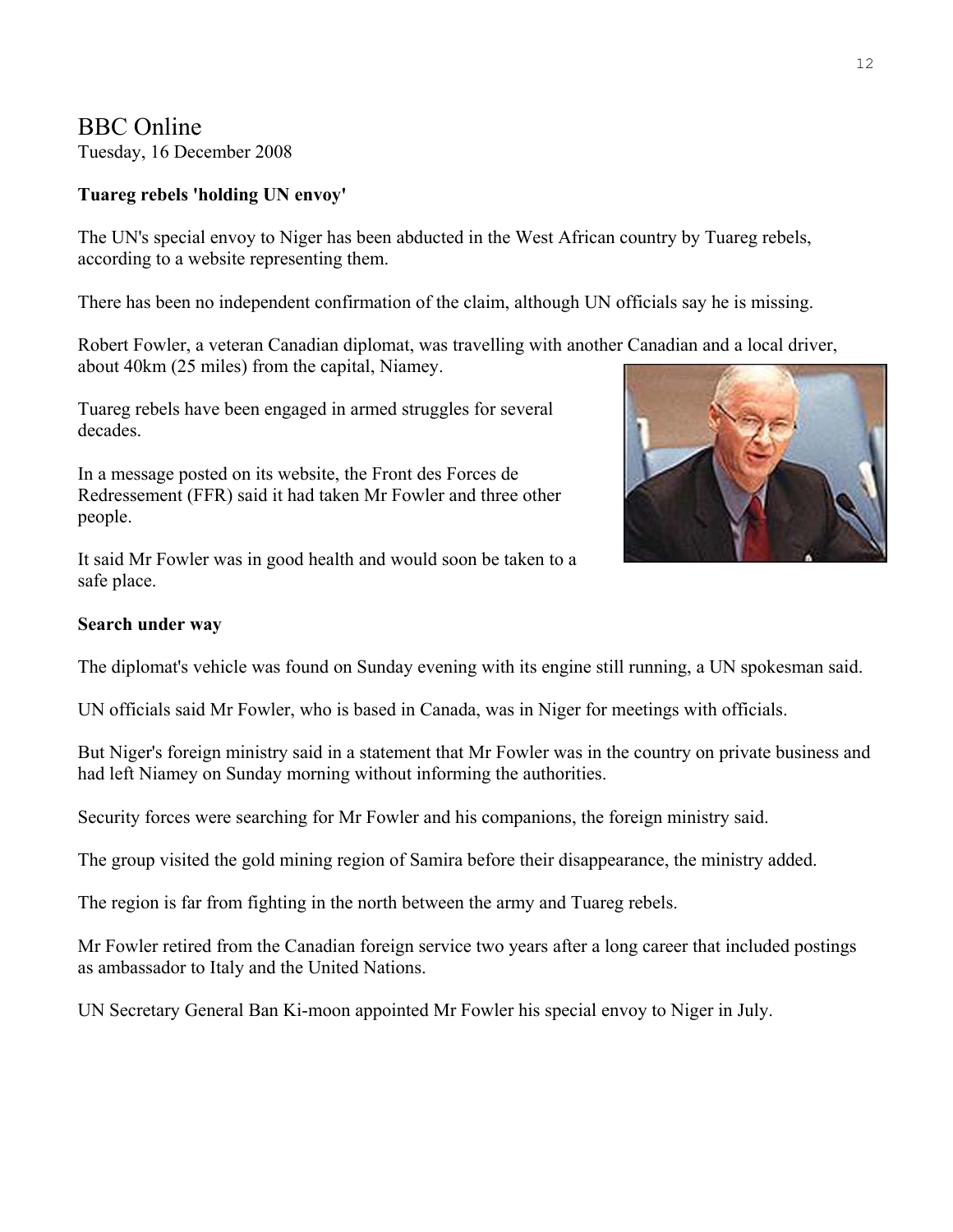# BBC Online

Tuesday, 16 December 2008

**Tuareg rebels 'holding UN envoy'**

The UN's special envoy to Niger has been abducted in the West African country by Tuareg rebels, according to a website representing them.

There has been no independent confirmation of the claim, although UN officials say he is missing.

Robert Fowler, a veteran Canadian diplomat, was travelling with another Canadian and a local driver, about 40km (25 miles) from the capital, Niamey.

Tuareg rebels have been engaged in armed struggles for several decades.

In a message posted on its website, the Front des Forces de Redressement (FFR) said it had taken Mr Fowler and three other people.

It said Mr Fowler was in good health and would soon be taken to a safe place.

**Search under way**

The diplomat's vehicle was found on Sunday evening with its engine still running, a UN spokesman said.

UN officials said Mr Fowler, who is based in Canada, was in Niger for meetings with officials.

But Niger's foreign ministry said in a statement that Mr Fowler was in the country on private business and had left Niamey on Sunday morning without informing the authorities.

Security forces were searching for Mr Fowler and his companions, the foreign ministry said.

The group visited the gold mining region of Samira before their disappearance, the ministry added.

The region is far from fighting in the north between the army and Tuareg rebels.

Mr Fowler retired from the Canadian foreign service two years after a long career that included postings as ambassador to Italy and the United Nations.

UN Secretary General Ban Ki-moon appointed Mr Fowler his special envoy to Niger in July.